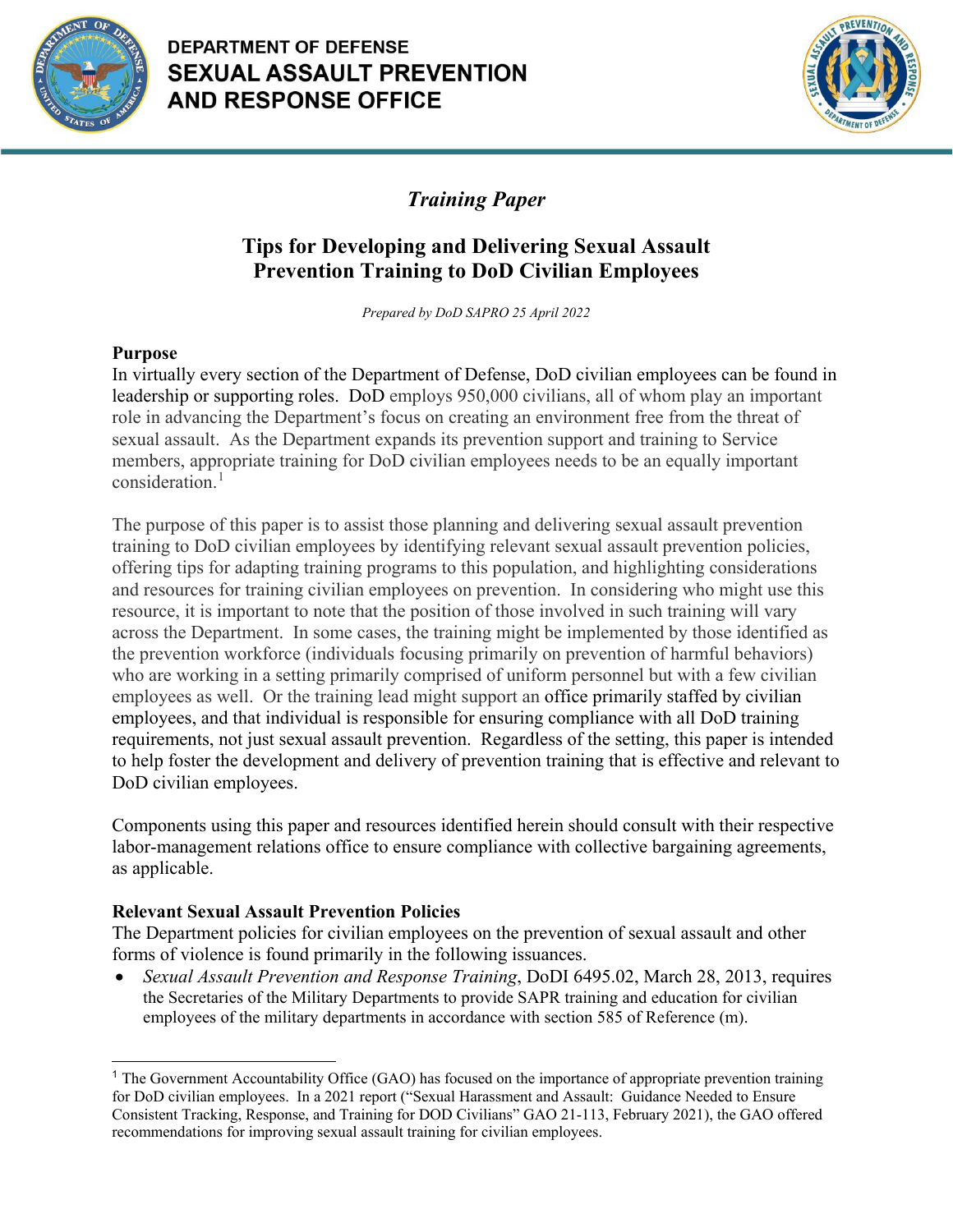DEPARTMENT OF DEFENSE
**SEXUAL ASSAULT PREVENTION AND RESPONSE OFFICE**

*Training Paper*

# Tips for Developing and Delivering Sexual Assault Prevention Training to DoD Civilian Employees

*Prepared by DoD SAPRO 25 April 2022*

**Purpose**

In virtually every section of the Department of Defense, DoD civilian employees can be found in leadership or supporting roles. DoD employs 950,000 civilians, all of whom play an important role in advancing the Department's focus on creating an environment free from the threat of sexual assault. As the Department expands its prevention support and training to Service members, appropriate training for DoD civilian employees needs to be an equally important consideration.[1]

The purpose of this paper is to assist those planning and delivering sexual assault prevention training to DoD civilian employees by identifying relevant sexual assault prevention policies, offering tips for adapting training programs to this population, and highlighting considerations and resources for training civilian employees on prevention. In considering who might use this resource, it is important to note that the position of those involved in such training will vary across the Department. In some cases, the training might be implemented by those identified as the prevention workforce (individuals focusing primarily on prevention of harmful behaviors) who are working in a setting primarily comprised of uniform personnel but with a few civilian employees as well. Or the training lead might support an office primarily staffed by civilian employees, and that individual is responsible for ensuring compliance with all DoD training requirements, not just sexual assault prevention. Regardless of the setting, this paper is intended to help foster the development and delivery of prevention training that is effective and relevant to DoD civilian employees.

Components using this paper and resources identified herein should consult with their respective labor-management relations office to ensure compliance with collective bargaining agreements, as applicable.

**Relevant Sexual Assault Prevention Policies**

The Department policies for civilian employees on the prevention of sexual assault and other forms of violence is found primarily in the following issuances.

- *Sexual Assault Prevention and Response Training*, DoDI 6495.02, March 28, 2013, requires the Secretaries of the Military Departments to provide SAPR training and education for civilian employees of the military departments in accordance with section 585 of Reference (m).

[1] The Government Accountability Office (GAO) has focused on the importance of appropriate prevention training for DoD civilian employees. In a 2021 report ("Sexual Harassment and Assault: Guidance Needed to Ensure Consistent Tracking, Response, and Training for DOD Civilians" GAO 21-113, February 2021), the GAO offered recommendations for improving sexual assault training for civilian employees.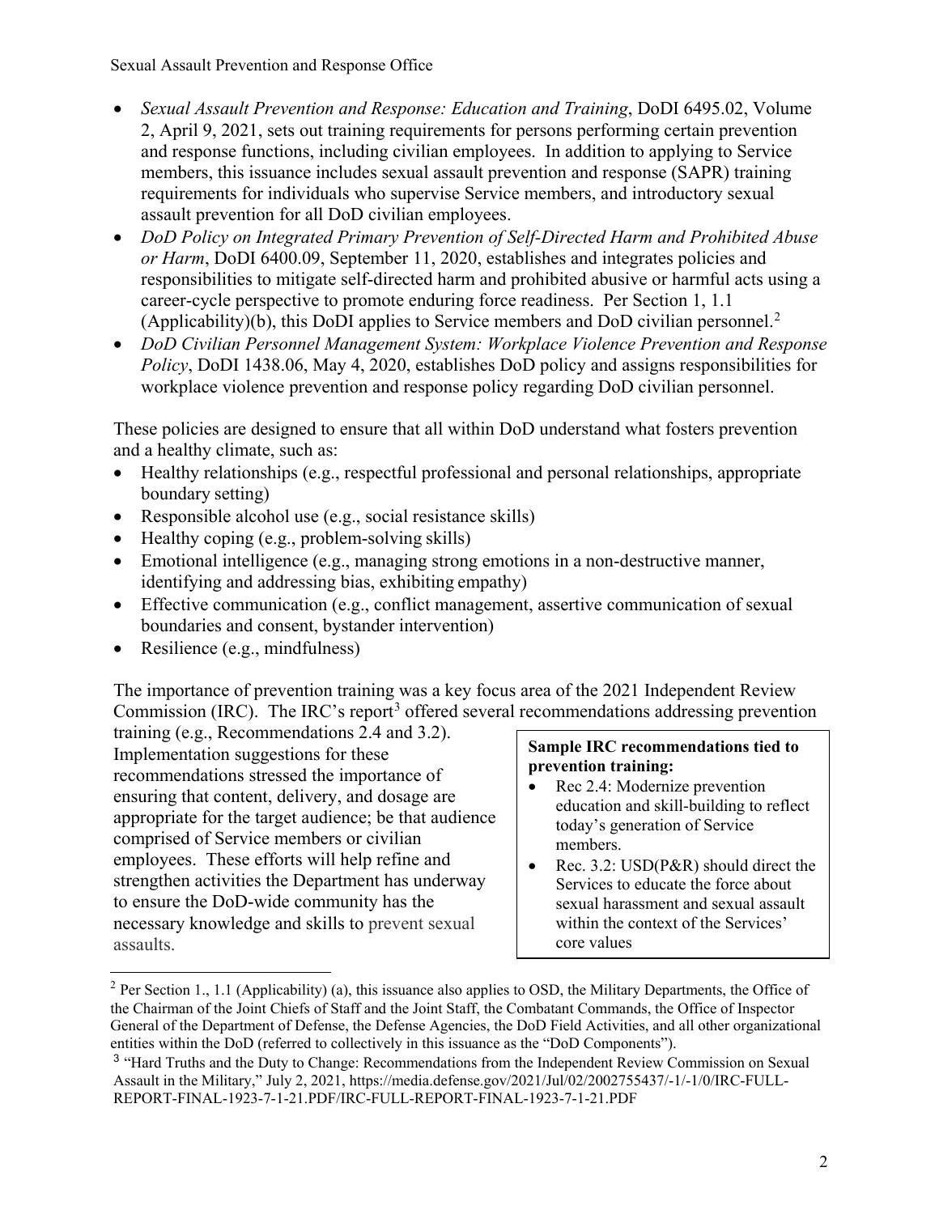- *Sexual Assault Prevention and Response: Education and Training*, DoDI 6495.02, Volume 2, April 9, 2021, sets out training requirements for persons performing certain prevention and response functions, including civilian employees. In addition to applying to Service members, this issuance includes sexual assault prevention and response (SAPR) training requirements for individuals who supervise Service members, and introductory sexual assault prevention for all DoD civilian employees.
- *DoD Policy on Integrated Primary Prevention of Self-Directed Harm and Prohibited Abuse or Harm*, DoDI 6400.09, September 11, 2020, establishes and integrates policies and responsibilities to mitigate self-directed harm and prohibited abusive or harmful acts using a career-cycle perspective to promote enduring force readiness. Per Section 1, 1.1 (Applicability)(b), this DoDI applies to Service members and DoD civilian personnel.[2]
- *DoD Civilian Personnel Management System: Workplace Violence Prevention and Response Policy*, DoDI 1438.06, May 4, 2020, establishes DoD policy and assigns responsibilities for workplace violence prevention and response policy regarding DoD civilian personnel.

These policies are designed to ensure that all within DoD understand what fosters prevention and a healthy climate, such as:

- Healthy relationships (e.g., respectful professional and personal relationships, appropriate boundary setting)
- Responsible alcohol use (e.g., social resistance skills)
- Healthy coping (e.g., problem-solving skills)
- Emotional intelligence (e.g., managing strong emotions in a non-destructive manner, identifying and addressing bias, exhibiting empathy)
- Effective communication (e.g., conflict management, assertive communication of sexual boundaries and consent, bystander intervention)
- Resilience (e.g., mindfulness)

The importance of prevention training was a key focus area of the 2021 Independent Review Commission (IRC). The IRC's report[3] offered several recommendations addressing prevention training (e.g., Recommendations 2.4 and 3.2). Implementation suggestions for these recommendations stressed the importance of ensuring that content, delivery, and dosage are appropriate for the target audience; be that audience comprised of Service members or civilian employees. These efforts will help refine and strengthen activities the Department has underway to ensure the DoD-wide community has the necessary knowledge and skills to prevent sexual assaults.

**Sample IRC recommendations tied to prevention training:**

- Rec 2.4: Modernize prevention education and skill-building to reflect today's generation of Service members.
- Rec. 3.2: USD(P&R) should direct the Services to educate the force about sexual harassment and sexual assault within the context of the Services' core values

[2] Per Section 1., 1.1 (Applicability) (a), this issuance also applies to OSD, the Military Departments, the Office of the Chairman of the Joint Chiefs of Staff and the Joint Staff, the Combatant Commands, the Office of Inspector General of the Department of Defense, the Defense Agencies, the DoD Field Activities, and all other organizational entities within the DoD (referred to collectively in this issuance as the "DoD Components").

[3] "Hard Truths and the Duty to Change: Recommendations from the Independent Review Commission on Sexual Assault in the Military," July 2, 2021, https://media.defense.gov/2021/Jul/02/2002755437/-1/-1/0/IRC-FULL-REPORT-FINAL-1923-7-1-21.PDF/IRC-FULL-REPORT-FINAL-1923-7-1-21.PDF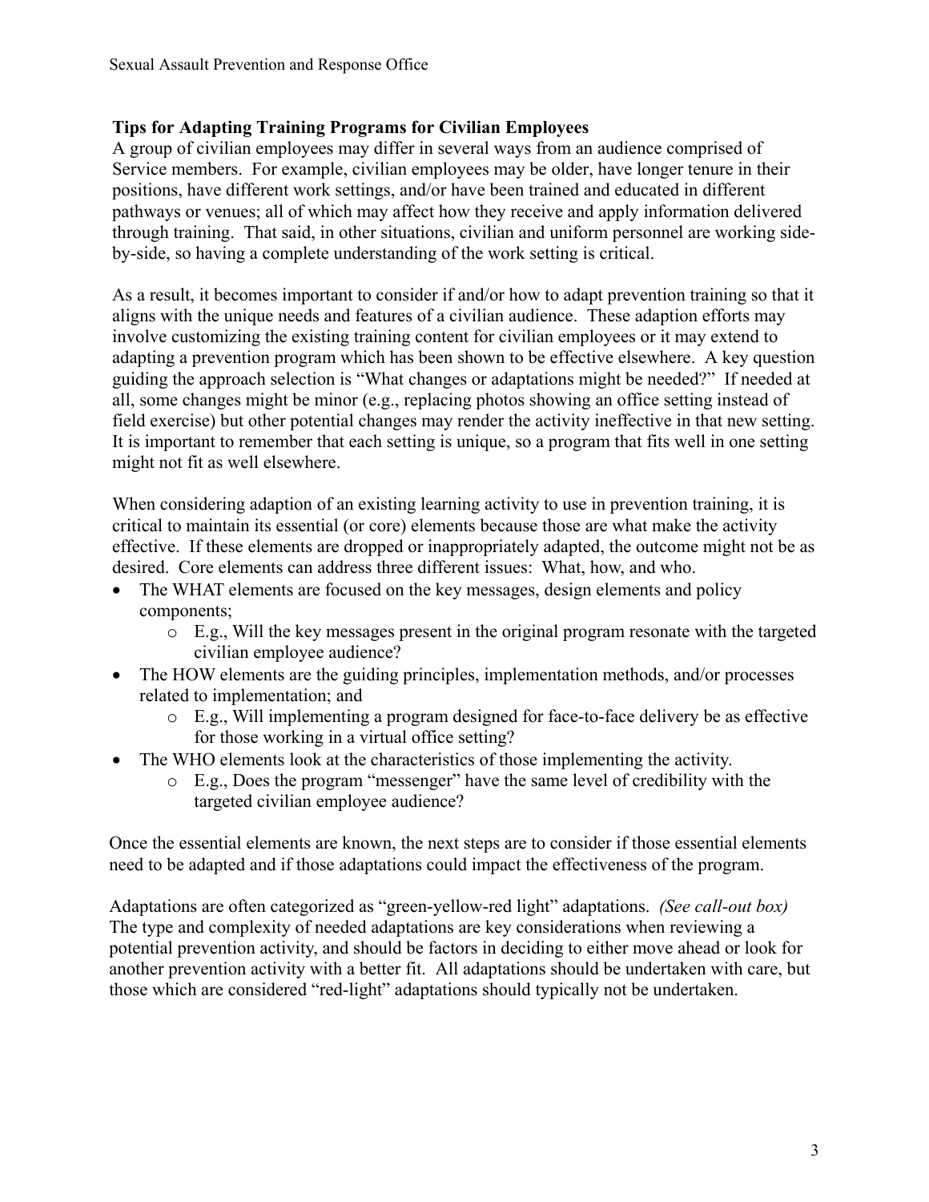**Tips for Adapting Training Programs for Civilian Employees**

A group of civilian employees may differ in several ways from an audience comprised of Service members. For example, civilian employees may be older, have longer tenure in their positions, have different work settings, and/or have been trained and educated in different pathways or venues; all of which may affect how they receive and apply information delivered through training. That said, in other situations, civilian and uniform personnel are working side-by-side, so having a complete understanding of the work setting is critical.

As a result, it becomes important to consider if and/or how to adapt prevention training so that it aligns with the unique needs and features of a civilian audience. These adaption efforts may involve customizing the existing training content for civilian employees or it may extend to adapting a prevention program which has been shown to be effective elsewhere. A key question guiding the approach selection is "What changes or adaptations might be needed?" If needed at all, some changes might be minor (e.g., replacing photos showing an office setting instead of field exercise) but other potential changes may render the activity ineffective in that new setting. It is important to remember that each setting is unique, so a program that fits well in one setting might not fit as well elsewhere.

When considering adaption of an existing learning activity to use in prevention training, it is critical to maintain its essential (or core) elements because those are what make the activity effective. If these elements are dropped or inappropriately adapted, the outcome might not be as desired. Core elements can address three different issues: What, how, and who.

- The WHAT elements are focused on the key messages, design elements and policy components;
  - E.g., Will the key messages present in the original program resonate with the targeted civilian employee audience?
- The HOW elements are the guiding principles, implementation methods, and/or processes related to implementation; and
  - E.g., Will implementing a program designed for face-to-face delivery be as effective for those working in a virtual office setting?
- The WHO elements look at the characteristics of those implementing the activity.
  - E.g., Does the program "messenger" have the same level of credibility with the targeted civilian employee audience?

Once the essential elements are known, the next steps are to consider if those essential elements need to be adapted and if those adaptations could impact the effectiveness of the program.

Adaptations are often categorized as "green-yellow-red light" adaptations. *(See call-out box)* The type and complexity of needed adaptations are key considerations when reviewing a potential prevention activity, and should be factors in deciding to either move ahead or look for another prevention activity with a better fit. All adaptations should be undertaken with care, but those which are considered "red-light" adaptations should typically not be undertaken.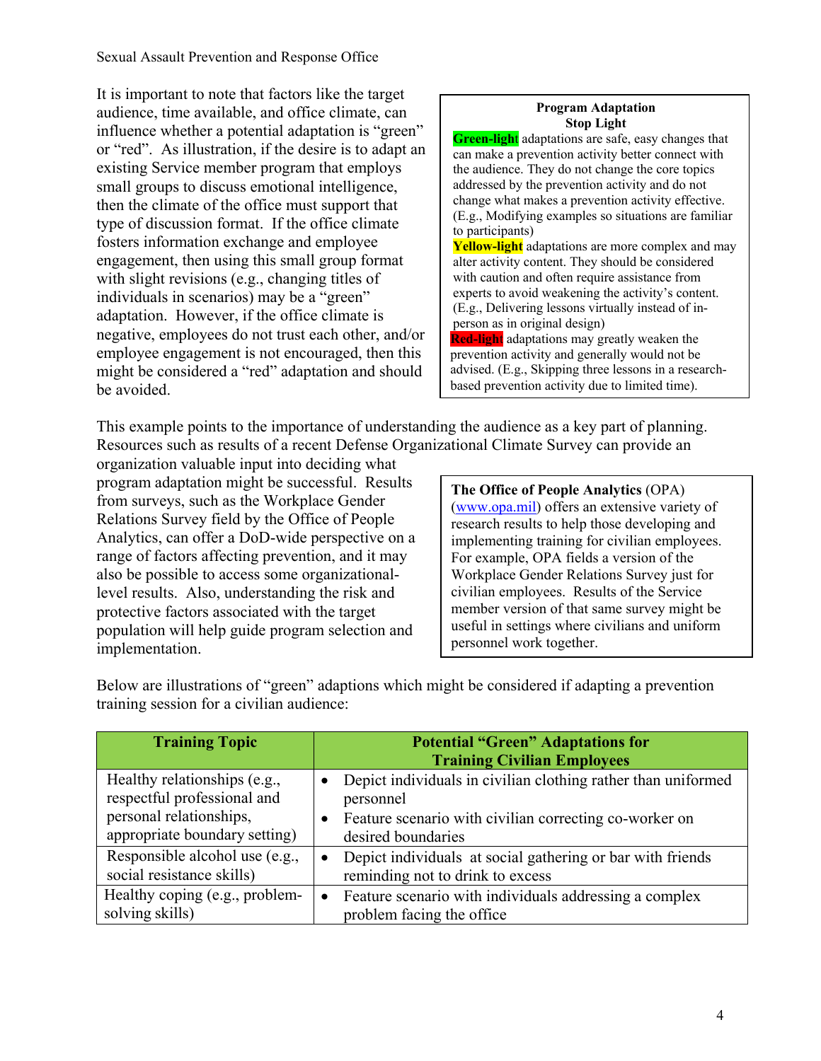It is important to note that factors like the target audience, time available, and office climate, can influence whether a potential adaptation is "green" or "red". As illustration, if the desire is to adapt an existing Service member program that employs small groups to discuss emotional intelligence, then the climate of the office must support that type of discussion format. If the office climate fosters information exchange and employee engagement, then using this small group format with slight revisions (e.g., changing titles of individuals in scenarios) may be a "green" adaptation. However, if the office climate is negative, employees do not trust each other, and/or employee engagement is not encouraged, then this might be considered a "red" adaptation and should be avoided.

> **Program Adaptation**
> **Stop Light**
>
> **Green-light** adaptations are safe, easy changes that can make a prevention activity better connect with the audience. They do not change the core topics addressed by the prevention activity and do not change what makes a prevention activity effective. (E.g., Modifying examples so situations are familiar to participants)
>
> **Yellow-light** adaptations are more complex and may alter activity content. They should be considered with caution and often require assistance from experts to avoid weakening the activity's content. (E.g., Delivering lessons virtually instead of in-person as in original design)
>
> **Red-light** adaptations may greatly weaken the prevention activity and generally would not be advised. (E.g., Skipping three lessons in a research-based prevention activity due to limited time).

This example points to the importance of understanding the audience as a key part of planning. Resources such as results of a recent Defense Organizational Climate Survey can provide an organization valuable input into deciding what program adaptation might be successful. Results from surveys, such as the Workplace Gender Relations Survey field by the Office of People Analytics, can offer a DoD-wide perspective on a range of factors affecting prevention, and it may also be possible to access some organizational-level results. Also, understanding the risk and protective factors associated with the target population will help guide program selection and implementation.

> **The Office of People Analytics** (OPA) ([www.opa.mil](http://www.opa.mil)) offers an extensive variety of research results to help those developing and implementing training for civilian employees. For example, OPA fields a version of the Workplace Gender Relations Survey just for civilian employees. Results of the Service member version of that same survey might be useful in settings where civilians and uniform personnel work together.

Below are illustrations of "green" adaptions which might be considered if adapting a prevention training session for a civilian audience:

| Training Topic | Potential "Green" Adaptations for Training Civilian Employees |
|---|---|
| Healthy relationships (e.g., respectful professional and personal relationships, appropriate boundary setting) | • Depict individuals in civilian clothing rather than uniformed personnel<br>• Feature scenario with civilian correcting co-worker on desired boundaries |
| Responsible alcohol use (e.g., social resistance skills) | • Depict individuals at social gathering or bar with friends reminding not to drink to excess |
| Healthy coping (e.g., problem-solving skills) | • Feature scenario with individuals addressing a complex problem facing the office |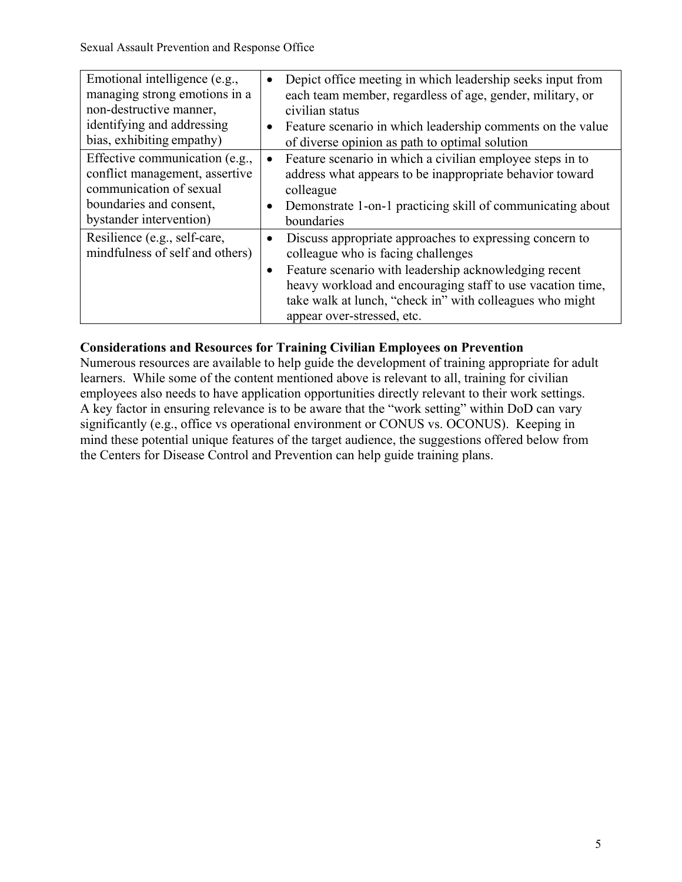| | |
|---|---|
| Emotional intelligence (e.g., managing strong emotions in a non-destructive manner, identifying and addressing bias, exhibiting empathy) | • Depict office meeting in which leadership seeks input from each team member, regardless of age, gender, military, or civilian status<br>• Feature scenario in which leadership comments on the value of diverse opinion as path to optimal solution |
| Effective communication (e.g., conflict management, assertive communication of sexual boundaries and consent, bystander intervention) | • Feature scenario in which a civilian employee steps in to address what appears to be inappropriate behavior toward colleague<br>• Demonstrate 1-on-1 practicing skill of communicating about boundaries |
| Resilience (e.g., self-care, mindfulness of self and others) | • Discuss appropriate approaches to expressing concern to colleague who is facing challenges<br>• Feature scenario with leadership acknowledging recent heavy workload and encouraging staff to use vacation time, take walk at lunch, "check in" with colleagues who might appear over-stressed, etc. |

**Considerations and Resources for Training Civilian Employees on Prevention**

Numerous resources are available to help guide the development of training appropriate for adult learners. While some of the content mentioned above is relevant to all, training for civilian employees also needs to have application opportunities directly relevant to their work settings. A key factor in ensuring relevance is to be aware that the "work setting" within DoD can vary significantly (e.g., office vs operational environment or CONUS vs. OCONUS). Keeping in mind these potential unique features of the target audience, the suggestions offered below from the Centers for Disease Control and Prevention can help guide training plans.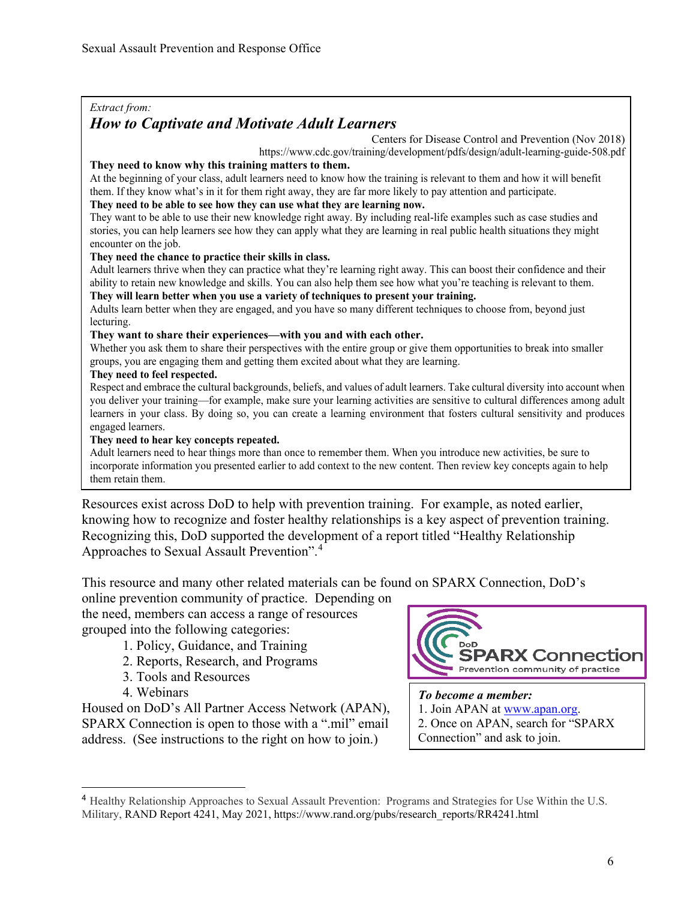*Extract from:*

***How to Captivate and Motivate Adult Learners***

Centers for Disease Control and Prevention (Nov 2018)
https://www.cdc.gov/training/development/pdfs/design/adult-learning-guide-508.pdf

**They need to know why this training matters to them.**
At the beginning of your class, adult learners need to know how the training is relevant to them and how it will benefit them. If they know what's in it for them right away, they are far more likely to pay attention and participate.

**They need to be able to see how they can use what they are learning now.**
They want to be able to use their new knowledge right away. By including real-life examples such as case studies and stories, you can help learners see how they can apply what they are learning in real public health situations they might encounter on the job.

**They need the chance to practice their skills in class.**
Adult learners thrive when they can practice what they're learning right away. This can boost their confidence and their ability to retain new knowledge and skills. You can also help them see how what you're teaching is relevant to them.

**They will learn better when you use a variety of techniques to present your training.**
Adults learn better when they are engaged, and you have so many different techniques to choose from, beyond just lecturing.

**They want to share their experiences—with you and with each other.**
Whether you ask them to share their perspectives with the entire group or give them opportunities to break into smaller groups, you are engaging them and getting them excited about what they are learning.

**They need to feel respected.**
Respect and embrace the cultural backgrounds, beliefs, and values of adult learners. Take cultural diversity into account when you deliver your training—for example, make sure your learning activities are sensitive to cultural differences among adult learners in your class. By doing so, you can create a learning environment that fosters cultural sensitivity and produces engaged learners.

**They need to hear key concepts repeated.**
Adult learners need to hear things more than once to remember them. When you introduce new activities, be sure to incorporate information you presented earlier to add context to the new content. Then review key concepts again to help them retain them.

Resources exist across DoD to help with prevention training. For example, as noted earlier, knowing how to recognize and foster healthy relationships is a key aspect of prevention training. Recognizing this, DoD supported the development of a report titled "Healthy Relationship Approaches to Sexual Assault Prevention".[4]

This resource and many other related materials can be found on SPARX Connection, DoD's online prevention community of practice. Depending on the need, members can access a range of resources grouped into the following categories:

1. Policy, Guidance, and Training
2. Reports, Research, and Programs
3. Tools and Resources
4. Webinars

Housed on DoD's All Partner Access Network (APAN), SPARX Connection is open to those with a ".mil" email address. (See instructions to the right on how to join.)

DoD SPARX Connection
Prevention community of practice

***To become a member:***
1. Join APAN at www.apan.org.
2. Once on APAN, search for "SPARX Connection" and ask to join.

---

[4] Healthy Relationship Approaches to Sexual Assault Prevention: Programs and Strategies for Use Within the U.S. Military, RAND Report 4241, May 2021, https://www.rand.org/pubs/research_reports/RR4241.html